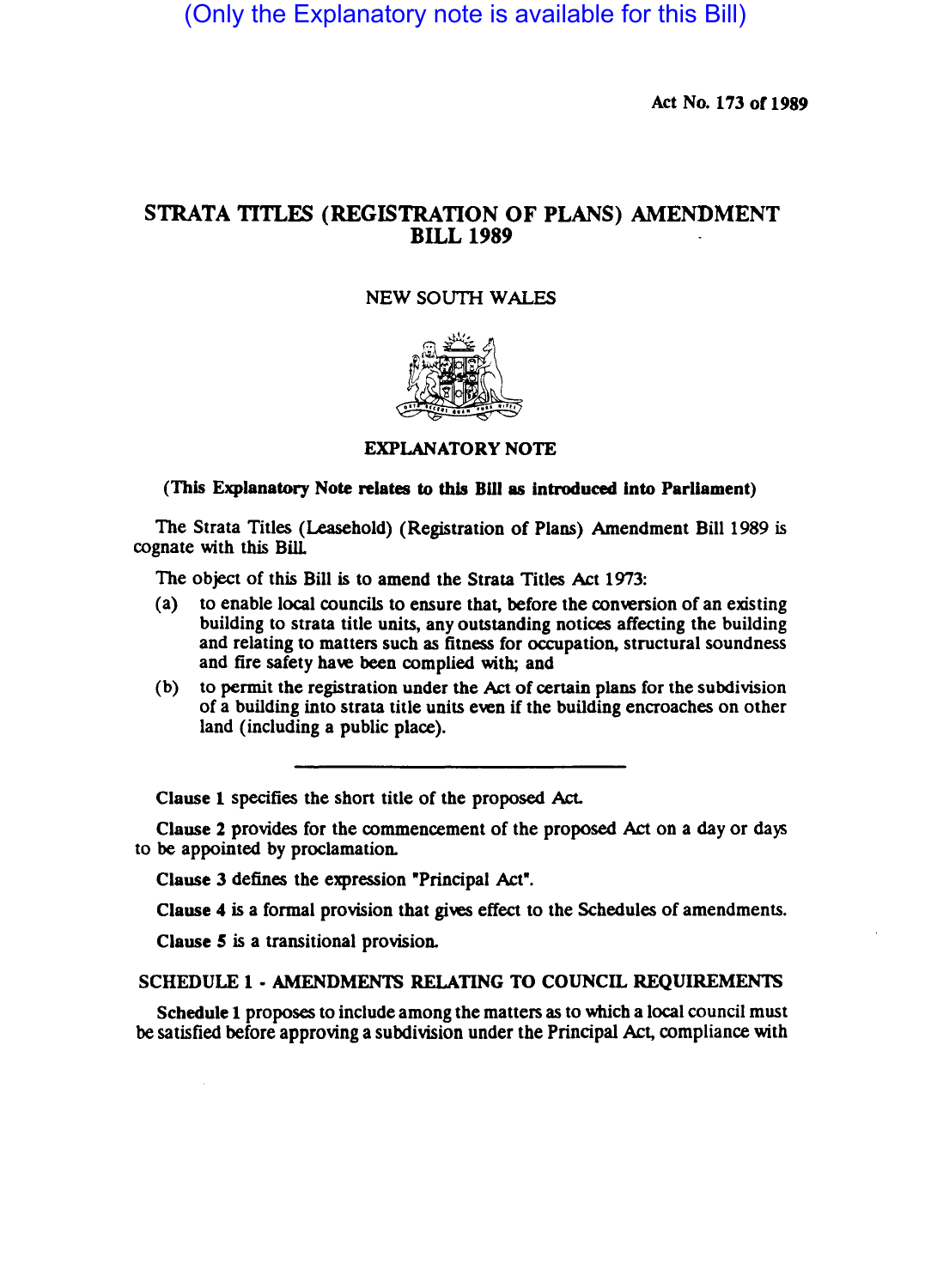(Only the Explanatory note is available for this Bill)

Act No. 173 of 1989

# STRATA TITLES (REGISTRATION OF PLANS) AMENDMENT BILL 1989

NEW SOUTH WALES

## EXPLANATORY NOTE

**(This Explanatory Note relates to this Bill as introduced into Parliament)**

The Strata Titles (Leasehold) (Registration of Plans) Amendment Bill 1989 is cognate with this Bill.

The object of this Bill is to amend the Strata Titles Act 1973:

(a) to enable local councils to ensure that, before the conversion of an existing building to strata title units, any outstanding notices affecting the building and relating to matters such as fitness for occupation, structural soundness and fire safety have been complied with; and

(b) to permit the registration under the Act of certain plans for the subdivision of a building into strata title units even if the building encroaches on other land (including a public place).

---

**Clause 1** specifies the short title of the proposed Act.

**Clause 2** provides for the commencement of the proposed Act on a day or days to be appointed by proclamation.

**Clause 3** defines the expression "Principal Act".

**Clause 4** is a formal provision that gives effect to the Schedules of amendments.

**Clause 5** is a transitional provision.

## SCHEDULE 1 - AMENDMENTS RELATING TO COUNCIL REQUIREMENTS

**Schedule 1** proposes to include among the matters as to which a local council must be satisfied before approving a subdivision under the Principal Act, compliance with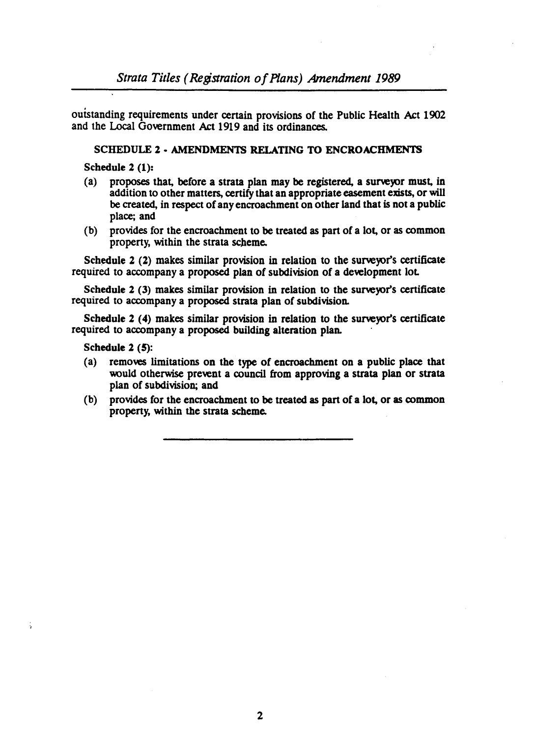outstanding requirements under certain provisions of the Public Health Act 1902 and the Local Government Act 1919 and its ordinances.

### SCHEDULE 2 - AMENDMENTS RELATING TO ENCROACHMENTS

**Schedule 2 (1):**

(a) proposes that, before a strata plan may be registered, a surveyor must, in addition to other matters, certify that an appropriate easement exists, or will be created, in respect of any encroachment on other land that is not a public place; and

(b) provides for the encroachment to be treated as part of a lot, or as common property, within the strata scheme.

**Schedule 2 (2)** makes similar provision in relation to the surveyor's certificate required to accompany a proposed plan of subdivision of a development lot.

**Schedule 2 (3)** makes similar provision in relation to the surveyor's certificate required to accompany a proposed strata plan of subdivision.

**Schedule 2 (4)** makes similar provision in relation to the surveyor's certificate required to accompany a proposed building alteration plan.

**Schedule 2 (5):**

(a) removes limitations on the type of encroachment on a public place that would otherwise prevent a council from approving a strata plan or strata plan of subdivision; and

(b) provides for the encroachment to be treated as part of a lot, or as common property, within the strata scheme.